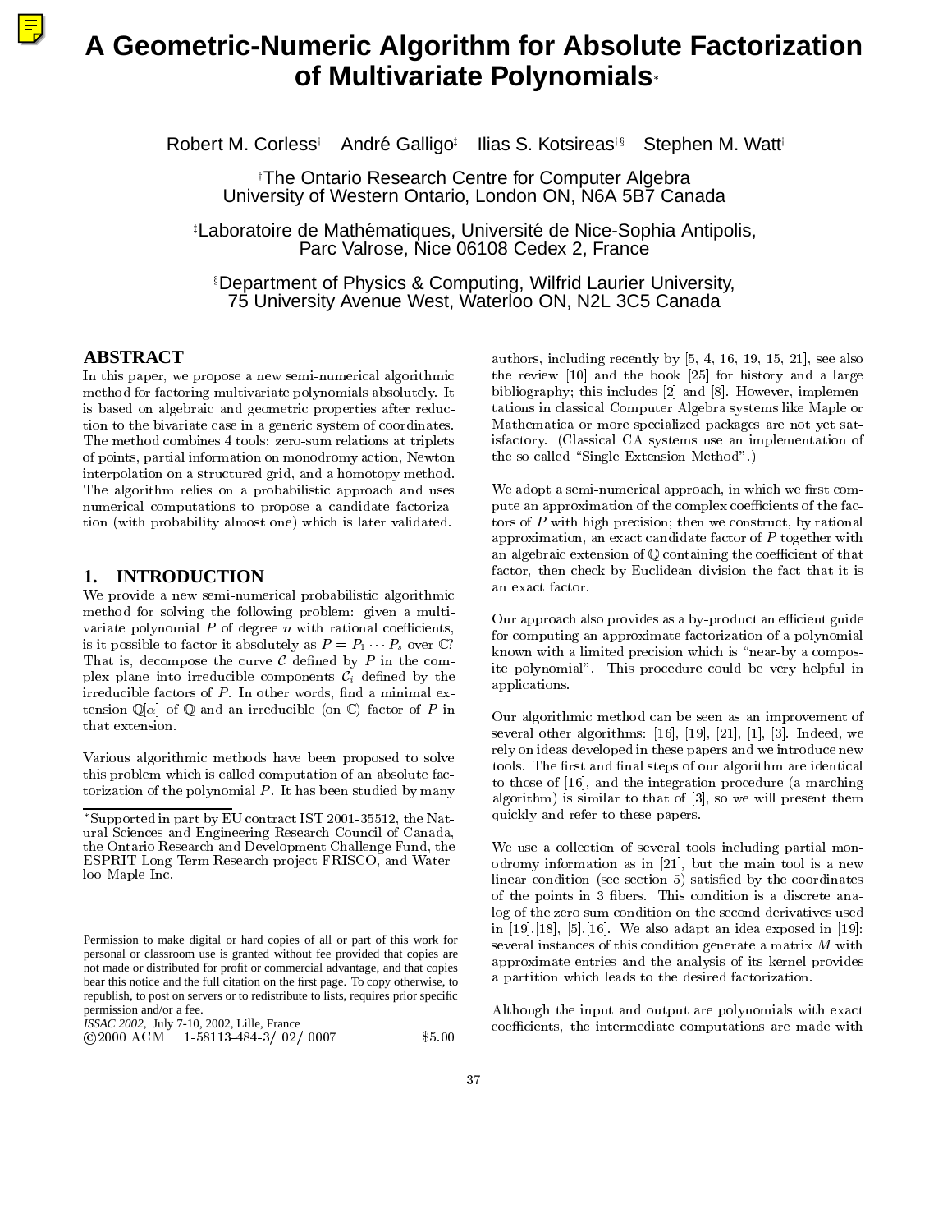# A Geometric-Numeric Algorithm for Absolute Factorization of Multivariate Polynomials*

Robert M. Corless[†] André Galligo[‡] Ilias S. Kotsireas[†§] Stephen M. Watt[†]

[†]The Ontario Research Centre for Computer Algebra
University of Western Ontario, London ON, N6A 5B7 Canada

[‡]Laboratoire de Mathématiques, Université de Nice-Sophia Antipolis,
Parc Valrose, Nice 06108 Cedex 2, France

[§]Department of Physics & Computing, Wilfrid Laurier University,
75 University Avenue West, Waterloo ON, N2L 3C5 Canada

## ABSTRACT

In this paper, we propose a new semi-numerical algorithmic method for factoring multivariate polynomials absolutely. It is based on algebraic and geometric properties after reduction to the bivariate case in a generic system of coordinates. The method combines 4 tools: zero-sum relations at triplets of points, partial information on monodromy action, Newton interpolation on a structured grid, and a homotopy method. The algorithm relies on a probabilistic approach and uses numerical computations to propose a candidate factorization (with probability almost one) which is later validated.

## 1. INTRODUCTION

We provide a new semi-numerical probabilistic algorithmic method for solving the following problem: given a multivariate polynomial $P$ of degree $n$ with rational coefficients, is it possible to factor it absolutely as $P = P_1 \cdots P_s$ over $\mathbb{C}$? That is, decompose the curve $\mathcal{C}$ defined by $P$ in the complex plane into irreducible components $\mathcal{C}_i$ defined by the irreducible factors of $P$. In other words, find a minimal extension $\mathbb{Q}[\alpha]$ of $\mathbb{Q}$ and an irreducible (on $\mathbb{C}$) factor of $P$ in that extension.

Various algorithmic methods have been proposed to solve this problem which is called computation of an absolute factorization of the polynomial $P$. It has been studied by many authors, including recently by [5, 4, 16, 19, 15, 21], see also the review [10] and the book [25] for history and a large bibliography; this includes [2] and [8]. However, implementations in classical Computer Algebra systems like Maple or Mathematica or more specialized packages are not yet satisfactory. (Classical CA systems use an implementation of the so called "Single Extension Method".)

We adopt a semi-numerical approach, in which we first compute an approximation of the complex coefficients of the factors of $P$ with high precision; then we construct, by rational approximation, an exact candidate factor of $P$ together with an algebraic extension of $\mathbb{Q}$ containing the coefficient of that factor, then check by Euclidean division the fact that it is an exact factor.

Our approach also provides as a by-product an efficient guide for computing an approximate factorization of a polynomial known with a limited precision which is "near-by a composite polynomial". This procedure could be very helpful in applications.

Our algorithmic method can be seen as an improvement of several other algorithms: [16], [19], [21], [1], [3]. Indeed, we rely on ideas developed in these papers and we introduce new tools. The first and final steps of our algorithm are identical to those of [16], and the integration procedure (a marching algorithm) is similar to that of [3], so we will present them quickly and refer to these papers.

We use a collection of several tools including partial monodromy information as in [21], but the main tool is a new linear condition (see section 5) satisfied by the coordinates of the points in 3 fibers. This condition is a discrete analog of the zero sum condition on the second derivatives used in [19],[18], [5],[16]. We also adapt an idea exposed in [19]: several instances of this condition generate a matrix $M$ with approximate entries and the analysis of its kernel provides a partition which leads to the desired factorization.

Although the input and output are polynomials with exact coefficients, the intermediate computations are made with

*Supported in part by EU contract IST 2001-35512, the Natural Sciences and Engineering Research Council of Canada, the Ontario Research and Development Challenge Fund, the ESPRIT Long Term Research project FRISCO, and Waterloo Maple Inc.

Permission to make digital or hard copies of all or part of this work for personal or classroom use is granted without fee provided that copies are not made or distributed for profit or commercial advantage, and that copies bear this notice and the full citation on the first page. To copy otherwise, to republish, to post on servers or to redistribute to lists, requires prior specific permission and/or a fee.
*ISSAC 2002,* July 7-10, 2002, Lille, France
©2000 ACM 1-58113-484-3/ 02/ 0007 $5.00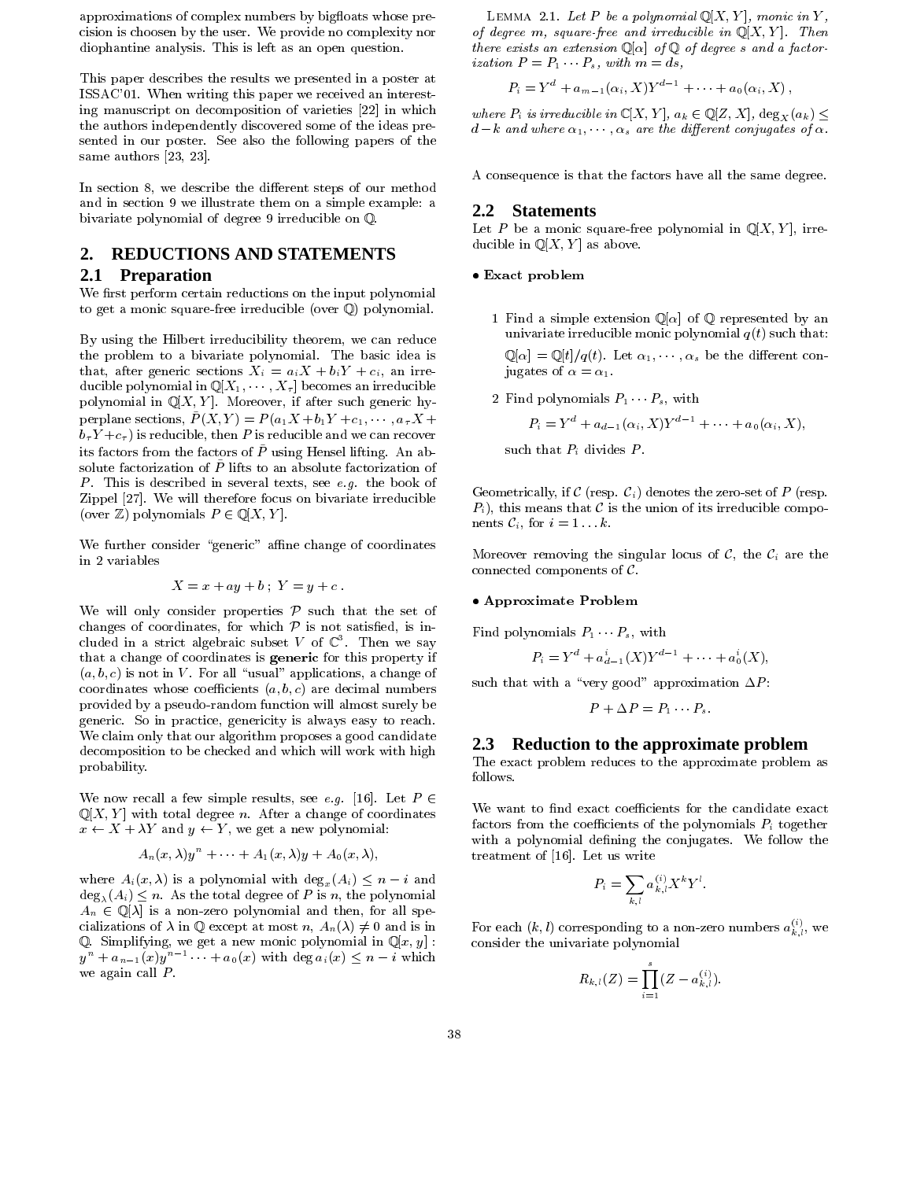approximations of complex numbers by bigfloats whose precision is choosen by the user. We provide no complexity nor diophantine analysis. This is left as an open question.

This paper describes the results we presented in a poster at ISSAC'01. When writing this paper we received an interesting manuscript on decomposition of varieties [22] in which the authors independently discovered some of the ideas presented in our poster. See also the following papers of the same authors [23, 23].

In section 8, we describe the different steps of our method and in section 9 we illustrate them on a simple example: a bivariate polynomial of degree 9 irreducible on $\mathbb{Q}$.

## 2. REDUCTIONS AND STATEMENTS

### 2.1 Preparation

We first perform certain reductions on the input polynomial to get a monic square-free irreducible (over $\mathbb{Q}$) polynomial.

By using the Hilbert irreducibility theorem, we can reduce the problem to a bivariate polynomial. The basic idea is that, after generic sections $X_i = a_i X + b_i Y + c_i$, an irreducible polynomial in $\mathbb{Q}[X_1, \cdots, X_\tau]$ becomes an irreducible polynomial in $\mathbb{Q}[X, Y]$. Moreover, if after such generic hyperplane sections, $\bar{P}(X,Y) = P(a_1 X + b_1 Y + c_1, \cdots, a_\tau X + b_\tau Y + c_\tau)$ is reducible, then $P$ is reducible and we can recover its factors from the factors of $\bar{P}$ using Hensel lifting. An absolute factorization of $\bar{P}$ lifts to an absolute factorization of $P$. This is described in several texts, see *e.g.* the book of Zippel [27]. We will therefore focus on bivariate irreducible (over $\mathbb{Z}$) polynomials $P \in \mathbb{Q}[X, Y]$.

We further consider "generic" affine change of coordinates in 2 variables

$$X = x + ay + b \; ; \; Y = y + c \; .$$

We will only consider properties $\mathcal{P}$ such that the set of changes of coordinates, for which $\mathcal{P}$ is not satisfied, is included in a strict algebraic subset $V$ of $\mathbb{C}^3$. Then we say that a change of coordinates is **generic** for this property if $(a, b, c)$ is not in $V$. For all "usual" applications, a change of coordinates whose coefficients $(a, b, c)$ are decimal numbers provided by a pseudo-random function will almost surely be generic. So in practice, genericity is always easy to reach. We claim only that our algorithm proposes a good candidate decomposition to be checked and which will work with high probability.

We now recall a few simple results, see *e.g.* [16]. Let $P \in \mathbb{Q}[X, Y]$ with total degree $n$. After a change of coordinates $x \leftarrow X + \lambda Y$ and $y \leftarrow Y$, we get a new polynomial:

$$A_n(x, \lambda)y^n + \cdots + A_1(x, \lambda)y + A_0(x, \lambda),$$

where $A_i(x, \lambda)$ is a polynomial with $\deg_x(A_i) \le n - i$ and $\deg_\lambda(A_i) \le n$. As the total degree of $P$ is $n$, the polynomial $A_n \in \mathbb{Q}[\lambda]$ is a non-zero polynomial and then, for all specializations of $\lambda$ in $\mathbb{Q}$ except at most $n$, $A_n(\lambda) \neq 0$ and is in $\mathbb{Q}$. Simplifying, we get a new monic polynomial in $\mathbb{Q}[x, y]$ : $y^n + a_{n-1}(x)y^{n-1} \cdots + a_0(x)$ with $\deg a_i(x) \le n - i$ which we again call $P$.

Lemma 2.1. *Let $P$ be a polynomial $\mathbb{Q}[X, Y]$, monic in $Y$, of degree $m$, square-free and irreducible in $\mathbb{Q}[X, Y]$. Then there exists an extension $\mathbb{Q}[\alpha]$ of $\mathbb{Q}$ of degree $s$ and a factorization $P = P_1 \cdots P_s$, with $m = ds$,*

$$P_i = Y^d + a_{m-1}(\alpha_i, X)Y^{d-1} + \cdots + a_0(\alpha_i, X) \; ,$$

*where $P_i$ is irreducible in $\mathbb{C}[X, Y]$, $a_k \in \mathbb{Q}[Z, X]$, $\deg_X(a_k) \le d - k$ and where $\alpha_1, \cdots, \alpha_s$ are the different conjugates of $\alpha$.*

A consequence is that the factors have all the same degree.

### 2.2 Statements

Let $P$ be a monic square-free polynomial in $\mathbb{Q}[X, Y]$, irreducible in $\mathbb{Q}[X, Y]$ as above.

**• Exact problem**

1. Find a simple extension $\mathbb{Q}[\alpha]$ of $\mathbb{Q}$ represented by an univariate irreducible monic polynomial $q(t)$ such that: $\mathbb{Q}[\alpha] = \mathbb{Q}[t]/q(t)$. Let $\alpha_1, \cdots, \alpha_s$ be the different conjugates of $\alpha = \alpha_1$.

2. Find polynomials $P_1 \cdots P_s$, with

$$P_i = Y^d + a_{d-1}(\alpha_i, X)Y^{d-1} + \cdots + a_0(\alpha_i, X),$$

such that $P_i$ divides $P$.

Geometrically, if $\mathcal{C}$ (resp. $\mathcal{C}_i$) denotes the zero-set of $P$ (resp. $P_i$), this means that $\mathcal{C}$ is the union of its irreducible components $\mathcal{C}_i$, for $i = 1 \ldots k$.

Moreover removing the singular locus of $\mathcal{C}$, the $\mathcal{C}_i$ are the connected components of $\mathcal{C}$.

**• Approximate Problem**

Find polynomials $P_1 \cdots P_s$, with

$$P_i = Y^d + a^i_{d-1}(X)Y^{d-1} + \cdots + a^i_0(X),$$

such that with a "very good" approximation $\Delta P$:

$$P + \Delta P = P_1 \cdots P_s.$$

### 2.3 Reduction to the approximate problem

The exact problem reduces to the approximate problem as follows.

We want to find exact coefficients for the candidate exact factors from the coefficients of the polynomials $P_i$ together with a polynomial defining the conjugates. We follow the treatment of [16]. Let us write

$$P_i = \sum_{k,l} a^{(i)}_{k,l} X^k Y^l.$$

For each $(k, l)$ corresponding to a non-zero numbers $a^{(i)}_{k,l}$, we consider the univariate polynomial

$$R_{k,l}(Z) = \prod_{i=1}^{s} (Z - a^{(i)}_{k,l}).$$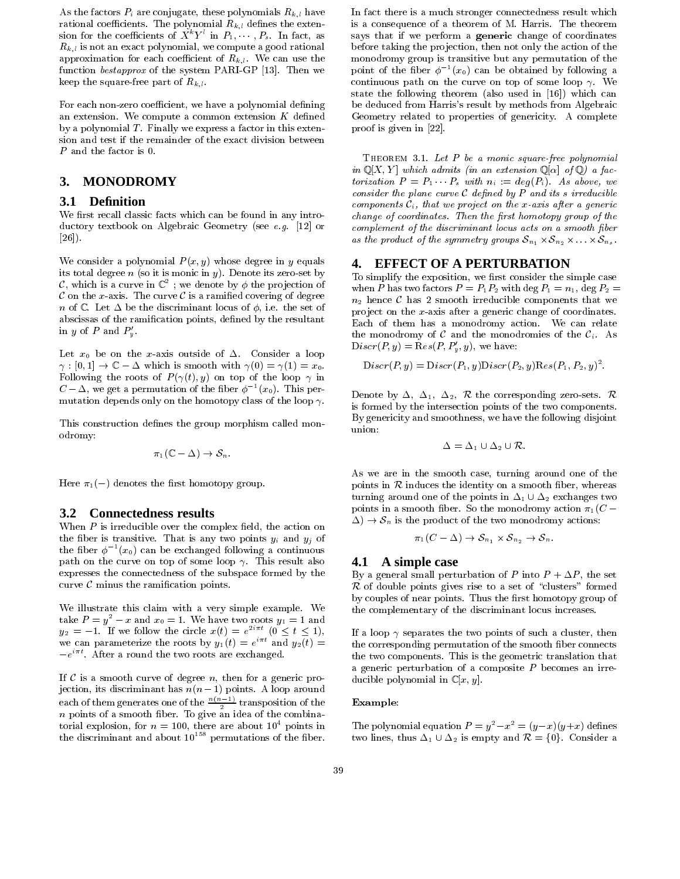As the factors $P_i$ are conjugate, these polynomials $R_{k,l}$ have rational coefficients. The polynomial $R_{k,l}$ defines the extension for the coefficients of $X^k Y^l$ in $P_1, \cdots, P_s$. In fact, as $R_{k,l}$ is not an exact polynomial, we compute a good rational approximation for each coefficient of $R_{k,l}$. We can use the function *bestapprox* of the system PARI-GP [13]. Then we keep the square-free part of $R_{k,l}$.

For each non-zero coefficient, we have a polynomial defining an extension. We compute a common extension $K$ defined by a polynomial $T$. Finally we express a factor in this extension and test if the remainder of the exact division between $P$ and the factor is 0.

## 3. MONODROMY

### 3.1 Definition

We first recall classic facts which can be found in any introductory textbook on Algebraic Geometry (see *e.g.* [12] or [26]).

We consider a polynomial $P(x, y)$ whose degree in $y$ equals its total degree $n$ (so it is monic in $y$). Denote its zero-set by $\mathcal{C}$, which is a curve in $\mathbb{C}^2$ ; we denote by $\phi$ the projection of $\mathcal{C}$ on the $x$-axis. The curve $\mathcal{C}$ is a ramified covering of degree $n$ of $\mathbb{C}$. Let $\Delta$ be the discriminant locus of $\phi$, i.e. the set of abscissas of the ramification points, defined by the resultant in $y$ of $P$ and $P'_y$.

Let $x_0$ be on the $x$-axis outside of $\Delta$. Consider a loop $\gamma : [0, 1] \to \mathbb{C} - \Delta$ which is smooth with $\gamma(0) = \gamma(1) = x_0$. Following the roots of $P(\gamma(t), y)$ on top of the loop $\gamma$ in $C - \Delta$, we get a permutation of the fiber $\phi^{-1}(x_0)$. This permutation depends only on the homotopy class of the loop $\gamma$.

This construction defines the group morphism called monodromy:

$$\pi_1(\mathbb{C} - \Delta) \to \mathcal{S}_n.$$

Here $\pi_1(-)$ denotes the first homotopy group.

### 3.2 Connectedness results

When $P$ is irreducible over the complex field, the action on the fiber is transitive. That is any two points $y_i$ and $y_j$ of the fiber $\phi^{-1}(x_0)$ can be exchanged following a continuous path on the curve on top of some loop $\gamma$. This result also expresses the connectedness of the subspace formed by the curve $\mathcal{C}$ minus the ramification points.

We illustrate this claim with a very simple example. We take $P = y^2 - x$ and $x_0 = 1$. We have two roots $y_1 = 1$ and $y_2 = -1$. If we follow the circle $x(t) = e^{2i\pi t}$ $(0 \le t \le 1)$, we can parameterize the roots by $y_1(t) = e^{i\pi t}$ and $y_2(t) = -e^{i\pi t}$. After a round the two roots are exchanged.

If $\mathcal{C}$ is a smooth curve of degree $n$, then for a generic projection, its discriminant has $n(n-1)$ points. A loop around each of them generates one of the $\frac{n(n-1)}{2}$ transposition of the $n$ points of a smooth fiber. To give an idea of the combinatorial explosion, for $n = 100$, there are about $10^4$ points in the discriminant and about $10^{158}$ permutations of the fiber.

In fact there is a much stronger connectedness result which is a consequence of a theorem of M. Harris. The theorem says that if we perform a **generic** change of coordinates before taking the projection, then not only the action of the monodromy group is transitive but any permutation of the point of the fiber $\phi^{-1}(x_0)$ can be obtained by following a continuous path on the curve on top of some loop $\gamma$. We state the following theorem (also used in [16]) which can be deduced from Harris's result by methods from Algebraic Geometry related to properties of genericity. A complete proof is given in [22].

THEOREM 3.1. *Let $P$ be a monic square-free polynomial in $\mathbb{Q}[X, Y]$ which admits (in an extension $\mathbb{Q}[\alpha]$ of $\mathbb{Q}$) a factorization $P = P_1 \cdots P_s$ with $n_i := deg(P_i)$. As above, we consider the plane curve $\mathcal{C}$ defined by $P$ and its $s$ irreducible components $\mathcal{C}_i$, that we project on the $x$-axis after a generic change of coordinates. Then the first homotopy group of the complement of the discriminant locus acts on a smooth fiber as the product of the symmetry groups $\mathcal{S}_{n_1} \times \mathcal{S}_{n_2} \times \ldots \times \mathcal{S}_{n_s}$.*

## 4. EFFECT OF A PERTURBATION

To simplify the exposition, we first consider the simple case when $P$ has two factors $P = P_1 P_2$ with $\deg P_1 = n_1$, $\deg P_2 = n_2$ hence $\mathcal{C}$ has 2 smooth irreducible components that we project on the $x$-axis after a generic change of coordinates. Each of them has a monodromy action. We can relate the monodromy of $\mathcal{C}$ and the monodromies of the $\mathcal{C}_i$. As $\mathrm{D}iscr(P, y) = \mathrm{R}es(P, P'_y, y)$, we have:

$$\mathrm{D}iscr(P, y) = \mathrm{D}iscr(P_1, y)\mathrm{D}iscr(P_2, y)\mathrm{R}es(P_1, P_2, y)^2.$$

Denote by $\Delta$, $\Delta_1$, $\Delta_2$, $\mathcal{R}$ the corresponding zero-sets. $\mathcal{R}$ is formed by the intersection points of the two components. By genericity and smoothness, we have the following disjoint union:

$$\Delta = \Delta_1 \cup \Delta_2 \cup \mathcal{R}.$$

As we are in the smooth case, turning around one of the points in $\mathcal{R}$ induces the identity on a smooth fiber, whereas turning around one of the points in $\Delta_1 \cup \Delta_2$ exchanges two points in a smooth fiber. So the monodromy action $\pi_1(C - \Delta) \to \mathcal{S}_n$ is the product of the two monodromy actions:

$$\pi_1(C - \Delta) \to \mathcal{S}_{n_1} \times \mathcal{S}_{n_2} \to \mathcal{S}_n.$$

### 4.1 A simple case

By a general small perturbation of $P$ into $P + \Delta P$, the set $\mathcal{R}$ of double points gives rise to a set of "clusters" formed by couples of near points. Thus the first homotopy group of the complementary of the discriminant locus increases.

If a loop $\gamma$ separates the two points of such a cluster, then the corresponding permutation of the smooth fiber connects the two components. This is the geometric translation that a generic perturbation of a composite $P$ becomes an irreducible polynomial in $\mathbb{C}[x, y]$.

**Example**:

The polynomial equation $P = y^2 - x^2 = (y - x)(y + x)$ defines two lines, thus $\Delta_1 \cup \Delta_2$ is empty and $\mathcal{R} = \{0\}$. Consider a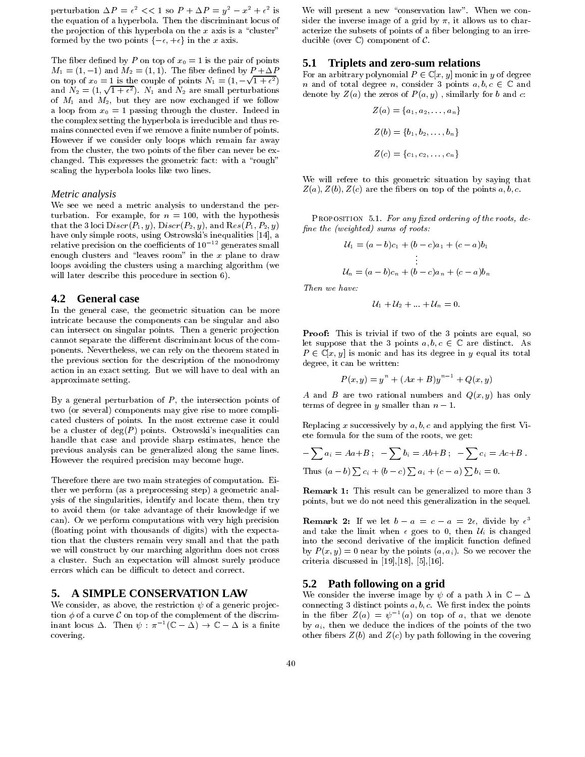perturbation $\Delta P = \epsilon^2 << 1$ so $P + \Delta P = y^2 - x^2 + \epsilon^2$ is the equation of a hyperbola. Then the discriminant locus of the projection of this hyperbola on the $x$ axis is a "cluster" formed by the two points $\{-\epsilon, +\epsilon\}$ in the $x$ axis.

The fiber defined by $P$ on top of $x_0 = 1$ is the pair of points $M_1 = (1, -1)$ and $M_2 = (1, 1)$. The fiber defined by $P + \Delta P$ on top of $x_0 = 1$ is the couple of points $N_1 = (1, -\sqrt{1+\epsilon^2})$ and $N_2 = (1, \sqrt{1+\epsilon^2})$. $N_1$ and $N_2$ are small perturbations of $M_1$ and $M_2$, but they are now exchanged if we follow a loop from $x_0 = 1$ passing through the cluster. Indeed in the complex setting the hyperbola is irreducible and thus remains connected even if we remove a finite number of points. However if we consider only loops which remain far away from the cluster, the two points of the fiber can never be exchanged. This expresses the geometric fact: with a "rough" scaling the hyperbola looks like two lines.

*Metric analysis*

We see we need a metric analysis to understand the perturbation. For example, for $n = 100$, with the hypothesis that the 3 loci $\mathrm{Discr}(P_1, y)$, $\mathrm{Discr}(P_2, y)$, and $\mathrm{Res}(P_1, P_2, y)$ have only simple roots, using Ostrowski's inequalities [14], a relative precision on the coefficients of $10^{-12}$ generates small enough clusters and "leaves room" in the $x$ plane to draw loops avoiding the clusters using a marching algorithm (we will later describe this procedure in section 6).

### 4.2 General case

In the general case, the geometric situation can be more intricate because the components can be singular and also can intersect on singular points. Then a generic projection cannot separate the different discriminant locus of the components. Nevertheless, we can rely on the theorem stated in the previous section for the description of the monodromy action in an exact setting. But we will have to deal with an approximate setting.

By a general perturbation of $P$, the intersection points of two (or several) components may give rise to more complicated clusters of points. In the most extreme case it could be a cluster of $\deg(P)$ points. Ostrowski's inequalities can handle that case and provide sharp estimates, hence the previous analysis can be generalized along the same lines. However the required precision may become huge.

Therefore there are two main strategies of computation. Either we perform (as a preprocessing step) a geometric analysis of the singularities, identify and locate them, then try to avoid them (or take advantage of their knowledge if we can). Or we perform computations with very high precision (floating point with thousands of digits) with the expectation that the clusters remain very small and that the path we will construct by our marching algorithm does not cross a cluster. Such an expectation will almost surely produce errors which can be difficult to detect and correct.

## 5. A SIMPLE CONSERVATION LAW

We consider, as above, the restriction $\psi$ of a generic projection $\phi$ of a curve $\mathcal{C}$ on top of the complement of the discriminant locus $\Delta$. Then $\psi : \pi^{-1}(\mathbb{C} - \Delta) \to \mathbb{C} - \Delta$ is a finite covering.

We will present a new "conservation law". When we consider the inverse image of a grid by $\pi$, it allows us to characterize the subsets of points of a fiber belonging to an irreducible (over $\mathbb{C}$) component of $\mathcal{C}$.

### 5.1 Triplets and zero-sum relations

For an arbitrary polynomial $P \in \mathbb{C}[x, y]$ monic in $y$ of degree $n$ and of total degree $n$, consider 3 points $a, b, c \in \mathbb{C}$ and denote by $Z(a)$ the zeros of $P(a, y)$ , similarly for $b$ and $c$:

$$Z(a) = \{a_1, a_2, \ldots, a_n\}$$

$$Z(b) = \{b_1, b_2, \ldots, b_n\}$$

$$Z(c) = \{c_1, c_2, \ldots, c_n\}$$

We will refere to this geometric situation by saying that $Z(a), Z(b), Z(c)$ are the fibers on top of the points $a, b, c$.

PROPOSITION 5.1. *For any fixed ordering of the roots, define the (weighted) sums of roots:*

$$\mathcal{U}_1 = (a - b)c_1 + (b - c)a_1 + (c - a)b_1$$
$$\vdots$$
$$\mathcal{U}_n = (a - b)c_n + (b - c)a_n + (c - a)b_n$$

*Then we have:*

$$\mathcal{U}_1 + \mathcal{U}_2 + \ldots + \mathcal{U}_n = 0.$$

**Proof:** This is trivial if two of the 3 points are equal, so let suppose that the 3 points $a, b, c \in \mathbb{C}$ are distinct. As $P \in \mathbb{C}[x, y]$ is monic and has its degree in $y$ equal its total degree, it can be written:

$$P(x, y) = y^n + (Ax + B)y^{n-1} + Q(x, y)$$

$A$ and $B$ are two rational numbers and $Q(x, y)$ has only terms of degree in $y$ smaller than $n - 1$.

Replacing $x$ successively by $a, b, c$ and applying the first Viete formula for the sum of the roots, we get:

$$-\sum a_i = Aa+B\ ; \ \ -\sum b_i = Ab+B\ ; \ \ -\sum c_i = Ac+B\ .$$

Thus $(a - b)\sum c_i + (b - c)\sum a_i + (c - a)\sum b_i = 0$.

**Remark 1:** This result can be generalized to more than 3 points, but we do not need this generalization in the sequel.

**Remark 2:** If we let $b - a = c - a = 2\epsilon$, divide by $\epsilon^3$ and take the limit when $\epsilon$ goes to 0, then $\mathcal{U}_i$ is changed into the second derivative of the implicit function defined by $P(x, y) = 0$ near by the points $(a, a_i)$. So we recover the criteria discussed in [19],[18], [5],[16].

### 5.2 Path following on a grid

We consider the inverse image by $\psi$ of a path $\lambda$ in $\mathbb{C} - \Delta$ connecting 3 distinct points $a, b, c$. We first index the points in the fiber $Z(a) = \psi^{-1}(a)$ on top of $a$, that we denote by $a_i$, then we deduce the indices of the points of the two other fibers $Z(b)$ and $Z(c)$ by path following in the covering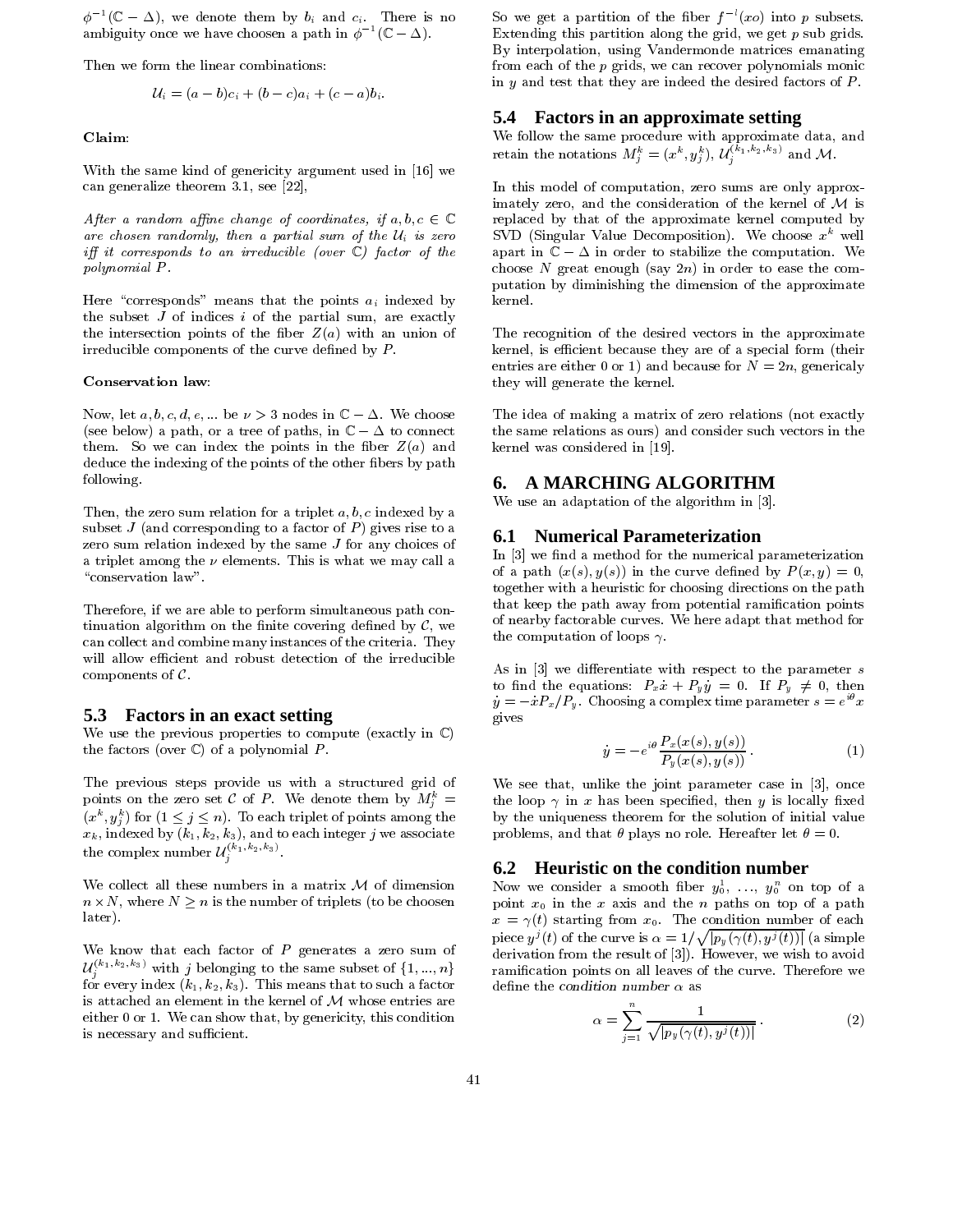$\phi^{-1}(\mathbb{C}-\Delta)$, we denote them by $b_i$ and $c_i$. There is no ambiguity once we have choosen a path in $\phi^{-1}(\mathbb{C}-\Delta)$.

Then we form the linear combinations:

$$\mathcal{U}_i = (a-b)c_i + (b-c)a_i + (c-a)b_i.$$

**Claim**:

With the same kind of genericity argument used in [16] we can generalize theorem 3.1, see [22],

*After a random affine change of coordinates, if $a, b, c \in \mathbb{C}$ are chosen randomly, then a partial sum of the $\mathcal{U}_i$ is zero iff it corresponds to an irreducible (over $\mathbb{C}$) factor of the polynomial $P$.*

Here "corresponds" means that the points $a_i$ indexed by the subset $J$ of indices $i$ of the partial sum, are exactly the intersection points of the fiber $Z(a)$ with an union of irreducible components of the curve defined by $P$.

**Conservation law**:

Now, let $a, b, c, d, e, ...$ be $\nu > 3$ nodes in $\mathbb{C}-\Delta$. We choose (see below) a path, or a tree of paths, in $\mathbb{C}-\Delta$ to connect them. So we can index the points in the fiber $Z(a)$ and deduce the indexing of the points of the other fibers by path following.

Then, the zero sum relation for a triplet $a, b, c$ indexed by a subset $J$ (and corresponding to a factor of $P$) gives rise to a zero sum relation indexed by the same $J$ for any choices of a triplet among the $\nu$ elements. This is what we may call a "conservation law".

Therefore, if we are able to perform simultaneous path continuation algorithm on the finite covering defined by $\mathcal{C}$, we can collect and combine many instances of the criteria. They will allow efficient and robust detection of the irreducible components of $\mathcal{C}$.

### 5.3 Factors in an exact setting

We use the previous properties to compute (exactly in $\mathbb{C}$) the factors (over $\mathbb{C}$) of a polynomial $P$.

The previous steps provide us with a structured grid of points on the zero set $\mathcal{C}$ of $P$. We denote them by $M_j^k = (x^k, y_j^k)$ for $(1 \le j \le n)$. To each triplet of points among the $x_k$, indexed by $(k_1, k_2, k_3)$, and to each integer $j$ we associate the complex number $\mathcal{U}_j^{(k_1,k_2,k_3)}$.

We collect all these numbers in a matrix $\mathcal{M}$ of dimension $n \times N$, where $N \ge n$ is the number of triplets (to be choosen later).

We know that each factor of $P$ generates a zero sum of $\mathcal{U}_j^{(k_1,k_2,k_3)}$ with $j$ belonging to the same subset of $\{1, ..., n\}$ for every index $(k_1, k_2, k_3)$. This means that to such a factor is attached an element in the kernel of $\mathcal{M}$ whose entries are either 0 or 1. We can show that, by genericity, this condition is necessary and sufficient.

So we get a partition of the fiber $f^{-1}(xo)$ into $p$ subsets. Extending this partition along the grid, we get $p$ sub grids. By interpolation, using Vandermonde matrices emanating from each of the $p$ grids, we can recover polynomials monic in $y$ and test that they are indeed the desired factors of $P$.

### 5.4 Factors in an approximate setting

We follow the same procedure with approximate data, and retain the notations $M_j^k = (x^k, y_j^k)$, $\mathcal{U}_j^{(k_1,k_2,k_3)}$ and $\mathcal{M}$.

In this model of computation, zero sums are only approximately zero, and the consideration of the kernel of $\mathcal{M}$ is replaced by that of the approximate kernel computed by SVD (Singular Value Decomposition). We choose $x^k$ well apart in $\mathbb{C}-\Delta$ in order to stabilize the computation. We choose $N$ great enough (say $2n$) in order to ease the computation by diminishing the dimension of the approximate kernel.

The recognition of the desired vectors in the approximate kernel, is efficient because they are of a special form (their entries are either 0 or 1) and because for $N = 2n$, genericaly they will generate the kernel.

The idea of making a matrix of zero relations (not exactly the same relations as ours) and consider such vectors in the kernel was considered in [19].

## 6. A MARCHING ALGORITHM

We use an adaptation of the algorithm in [3].

### 6.1 Numerical Parameterization

In [3] we find a method for the numerical parameterization of a path $(x(s), y(s))$ in the curve defined by $P(x, y) = 0$, together with a heuristic for choosing directions on the path that keep the path away from potential ramification points of nearby factorable curves. We here adapt that method for the computation of loops $\gamma$.

As in [3] we differentiate with respect to the parameter $s$ to find the equations: $P_x\dot{x} + P_y\dot{y} = 0$. If $P_y \neq 0$, then $\dot{y} = -\dot{x}P_x/P_y$. Choosing a complex time parameter $s = e^{i\theta}x$ gives

$$\dot{y} = -e^{i\theta}\frac{P_x(x(s), y(s))}{P_y(x(s), y(s))}. \tag{1}$$

We see that, unlike the joint parameter case in [3], once the loop $\gamma$ in $x$ has been specified, then $y$ is locally fixed by the uniqueness theorem for the solution of initial value problems, and that $\theta$ plays no role. Hereafter let $\theta = 0$.

### 6.2 Heuristic on the condition number

Now we consider a smooth fiber $y_0^1, \ldots, y_0^n$ on top of a point $x_0$ in the $x$ axis and the $n$ paths on top of a path $x = \gamma(t)$ starting from $x_0$. The condition number of each piece $y^j(t)$ of the curve is $\alpha = 1/\sqrt{|p_y(\gamma(t), y^j(t))|}$ (a simple derivation from the result of [3]). However, we wish to avoid ramification points on all leaves of the curve. Therefore we define the *condition number* $\alpha$ as

$$\alpha = \sum_{j=1}^{n} \frac{1}{\sqrt{|p_y(\gamma(t), y^j(t))|}}. \tag{2}$$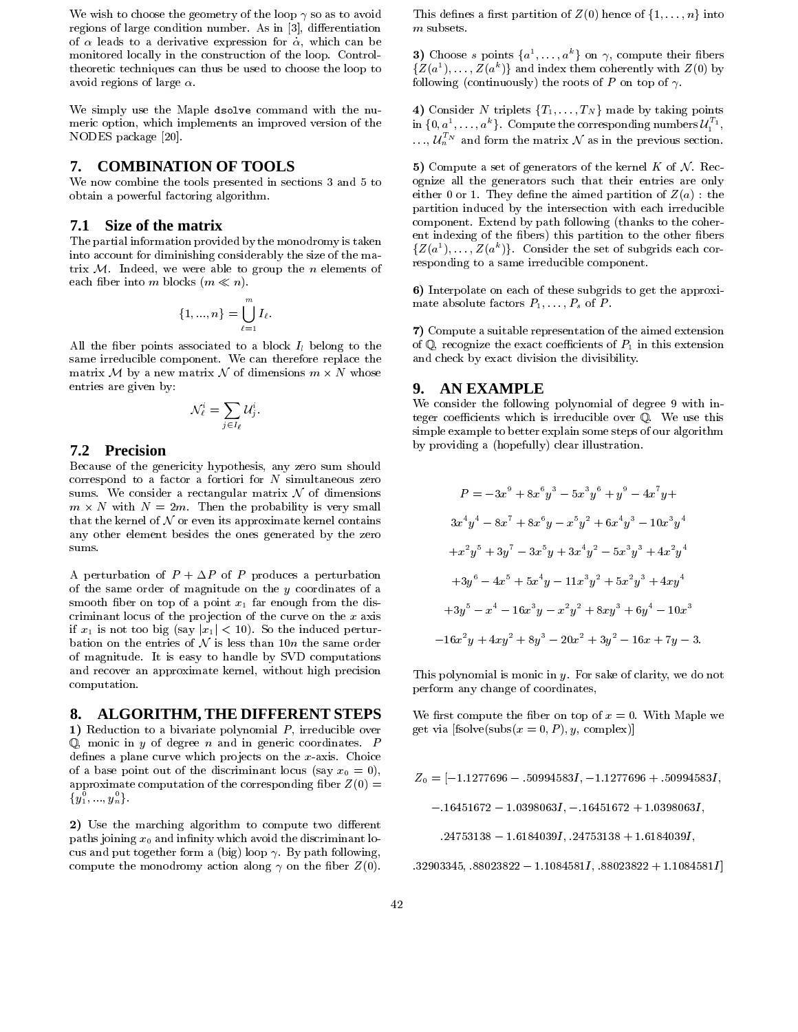We wish to choose the geometry of the loop $\gamma$ so as to avoid regions of large condition number. As in [3], differentiation of $\alpha$ leads to a derivative expression for $\dot{\alpha}$, which can be monitored locally in the construction of the loop. Control-theoretic techniques can thus be used to choose the loop to avoid regions of large $\alpha$.

We simply use the Maple `dsolve` command with the numeric option, which implements an improved version of the NODES package [20].

## 7. COMBINATION OF TOOLS

We now combine the tools presented in sections 3 and 5 to obtain a powerful factoring algorithm.

### 7.1 Size of the matrix

The partial information provided by the monodromy is taken into account for diminishing considerably the size of the matrix $\mathcal{M}$. Indeed, we were able to group the $n$ elements of each fiber into $m$ blocks ($m \ll n$).

$$\{1,...,n\} = \bigcup_{\ell=1}^{m} I_\ell.$$

All the fiber points associated to a block $I_l$ belong to the same irreducible component. We can therefore replace the matrix $\mathcal{M}$ by a new matrix $\mathcal{N}$ of dimensions $m \times N$ whose entries are given by:

$$\mathcal{N}_\ell^i = \sum_{j \in I_\ell} \mathcal{U}_j^i.$$

### 7.2 Precision

Because of the genericity hypothesis, any zero sum should correspond to a factor a fortiori for $N$ simultaneous zero sums. We consider a rectangular matrix $\mathcal{N}$ of dimensions $m \times N$ with $N = 2m$. Then the probability is very small that the kernel of $\mathcal{N}$ or even its approximate kernel contains any other element besides the ones generated by the zero sums.

A perturbation of $P + \Delta P$ of $P$ produces a perturbation of the same order of magnitude on the $y$ coordinates of a smooth fiber on top of a point $x_1$ far enough from the discriminant locus of the projection of the curve on the $x$ axis if $x_1$ is not too big (say $|x_1| < 10$). So the induced perturbation on the entries of $\mathcal{N}$ is less than $10n$ the same order of magnitude. It is easy to handle by SVD computations and recover an approximate kernel, without high precision computation.

## 8. ALGORITHM, THE DIFFERENT STEPS

**1)** Reduction to a bivariate polynomial $P$, irreducible over $\mathbb{Q}$, monic in $y$ of degree $n$ and in generic coordinates. $P$ defines a plane curve which projects on the $x$-axis. Choice of a base point out of the discriminant locus (say $x_0 = 0$), approximate computation of the corresponding fiber $Z(0) = \{y_1^0, ..., y_n^0\}$.

**2)** Use the marching algorithm to compute two different paths joining $x_0$ and infinity which avoid the discriminant locus and put together form a (big) loop $\gamma$. By path following, compute the monodromy action along $\gamma$ on the fiber $Z(0)$. This defines a first partition of $Z(0)$ hence of $\{1, \ldots, n\}$ into $m$ subsets.

**3)** Choose $s$ points $\{a^1, \ldots, a^k\}$ on $\gamma$, compute their fibers $\{Z(a^1), \ldots, Z(a^k)\}$ and index them coherently with $Z(0)$ by following (continuously) the roots of $P$ on top of $\gamma$.

**4)** Consider $N$ triplets $\{T_1, \ldots, T_N\}$ made by taking points in $\{0, a^1, \ldots, a^k\}$. Compute the corresponding numbers $\mathcal{U}_1^{T_1}$, $\ldots$, $\mathcal{U}_n^{T_N}$ and form the matrix $\mathcal{N}$ as in the previous section.

**5)** Compute a set of generators of the kernel $K$ of $\mathcal{N}$. Recognize all the generators such that their entries are only either 0 or 1. They define the aimed partition of $Z(a)$ : the partition induced by the intersection with each irreducible component. Extend by path following (thanks to the coherent indexing of the fibers) this partition to the other fibers $\{Z(a^1), \ldots, Z(a^k)\}$. Consider the set of subgrids each corresponding to a same irreducible component.

**6)** Interpolate on each of these subgrids to get the approximate absolute factors $P_1, \ldots, P_s$ of $P$.

**7)** Compute a suitable representation of the aimed extension of $\mathbb{Q}$, recognize the exact coefficients of $P_1$ in this extension and check by exact division the divisibility.

## 9. AN EXAMPLE

We consider the following polynomial of degree 9 with integer coefficients which is irreducible over $\mathbb{Q}$. We use this simple example to better explain some steps of our algorithm by providing a (hopefully) clear illustration.

$$P = -3x^9 + 8x^6y^3 - 5x^3y^6 + y^9 - 4x^7y +$$
$$3x^4y^4 - 8x^7 + 8x^6y - x^5y^2 + 6x^4y^3 - 10x^3y^4$$
$$+x^2y^5 + 3y^7 - 3x^5y + 3x^4y^2 - 5x^3y^3 + 4x^2y^4$$
$$+3y^6 - 4x^5 + 5x^4y - 11x^3y^2 + 5x^2y^3 + 4xy^4$$
$$+3y^5 - x^4 - 16x^3y - x^2y^2 + 8xy^3 + 6y^4 - 10x^3$$
$$-16x^2y + 4xy^2 + 8y^3 - 20x^2 + 3y^2 - 16x + 7y - 3.$$

This polynomial is monic in $y$. For sake of clarity, we do not perform any change of coordinates,

We first compute the fiber on top of $x = 0$. With Maple we get via [fsolve(subs($x = 0, P$), $y$, complex)]

$$Z_0 = [-1.1277696 - .50994583I, -1.1277696 + .50994583I,$$
$$-.16451672 - 1.0398063I, -.16451672 + 1.0398063I,$$
$$.24753138 - 1.6184039I, .24753138 + 1.6184039I,$$
$$.32903345, .88023822 - 1.1084581I, .88023822 + 1.1084581I]$$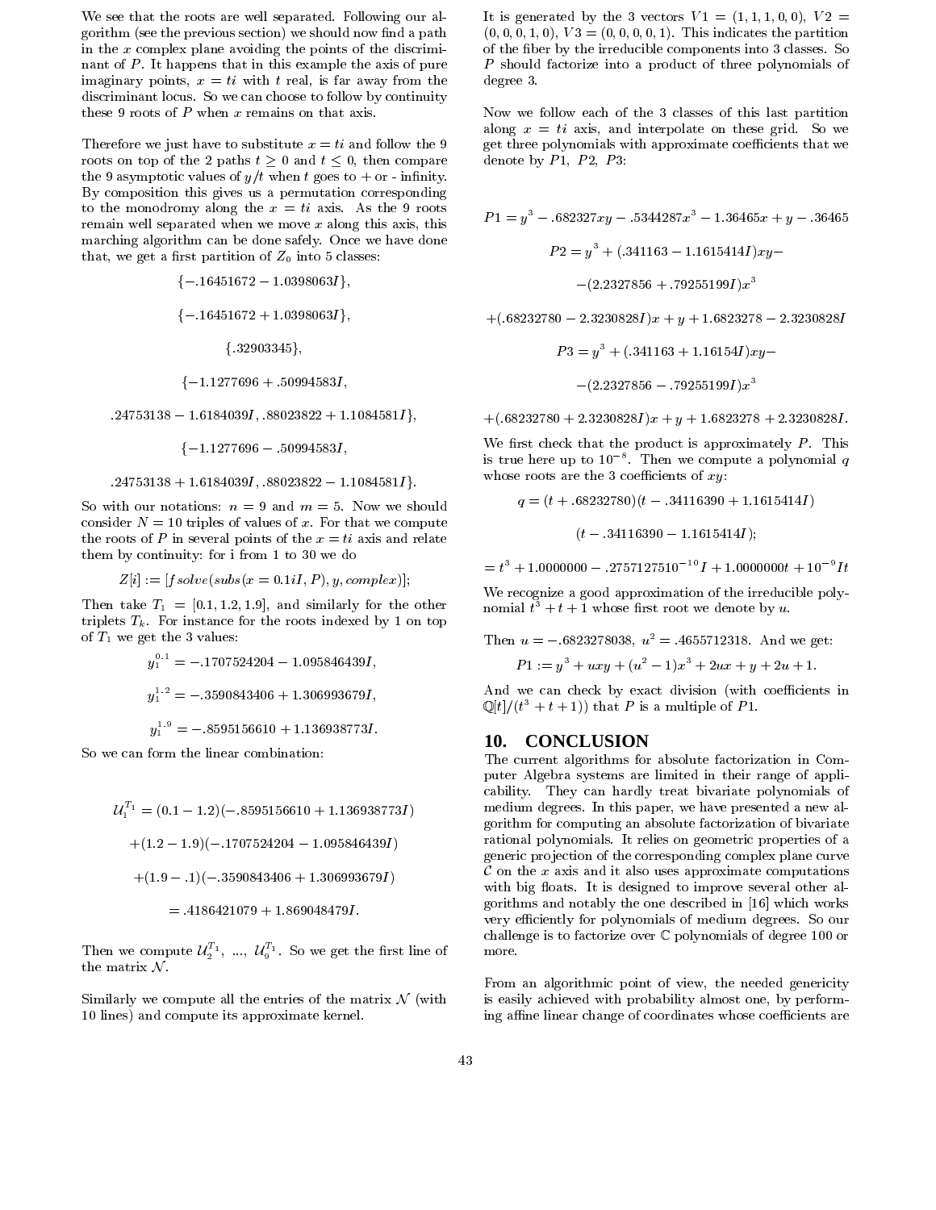We see that the roots are well separated. Following our algorithm (see the previous section) we should now find a path in the $x$ complex plane avoiding the points of the discriminant of $P$. It happens that in this example the axis of pure imaginary points, $x = ti$ with $t$ real, is far away from the discriminant locus. So we can choose to follow by continuity these 9 roots of $P$ when $x$ remains on that axis.

Therefore we just have to substitute $x = ti$ and follow the 9 roots on top of the 2 paths $t \geq 0$ and $t \leq 0$, then compare the 9 asymptotic values of $y/t$ when $t$ goes to + or - infinity. By composition this gives us a permutation corresponding to the monodromy along the $x = ti$ axis. As the 9 roots remain well separated when we move $x$ along this axis, this marching algorithm can be done safely. Once we have done that, we get a first partition of $Z_0$ into 5 classes:

$$\{-.16451672 - 1.0398063I\},$$

$$\{-.16451672 + 1.0398063I\},$$

$$\{.32903345\},$$

$$\{-1.1277696 + .50994583I,$$

$$.24753138 - 1.6184039I, .88023822 + 1.1084581I\},$$

$$\{-1.1277696 - .50994583I,$$

$$.24753138 + 1.6184039I, .88023822 - 1.1084581I\}.$$

So with our notations: $n = 9$ and $m = 5$. Now we should consider $N = 10$ triples of values of $x$. For that we compute the roots of $P$ in several points of the $x = ti$ axis and relate them by continuity: for i from 1 to 30 we do

$$Z[i] := [fsolve(subs(x = 0.1iI, P), y, complex)];$$

Then take $T_1 = [0.1, 1.2, 1.9]$, and similarly for the other triplets $T_k$. For instance for the roots indexed by 1 on top of $T_1$ we get the 3 values:

$$y_1^{0.1} = -.1707524204 - 1.095846439I,$$

$$y_1^{1.2} = -.3590843406 + 1.306993679I,$$

$$y_1^{1.9} = -.8595156610 + 1.136938773I.$$

So we can form the linear combination:

$$\mathcal{U}_1^{T_1} = (0.1 - 1.2)(-.8595156610 + 1.136938773I)$$

$$+(1.2 - 1.9)(-.1707524204 - 1.095846439I)$$

$$+(1.9 - .1)(-.3590843406 + 1.306993679I)$$

$$= .4186421079 + 1.869048479I.$$

Then we compute $\mathcal{U}_2^{T_1}, \ldots, \mathcal{U}_9^{T_1}$. So we get the first line of the matrix $\mathcal{N}$.

Similarly we compute all the entries of the matrix $\mathcal{N}$ (with 10 lines) and compute its approximate kernel.

It is generated by the 3 vectors $V1 = (1, 1, 1, 0, 0)$, $V2 = (0, 0, 0, 1, 0)$, $V3 = (0, 0, 0, 0, 1)$. This indicates the partition of the fiber by the irreducible components into 3 classes. So $P$ should factorize into a product of three polynomials of degree 3.

Now we follow each of the 3 classes of this last partition along $x = ti$ axis, and interpolate on these grid. So we get three polynomials with approximate coefficients that we denote by $P1$, $P2$, $P3$:

$$P1 = y^3 - .682327xy - .5344287x^3 - 1.36465x + y - .36465$$

$$P2 = y^3 + (.341163 - 1.1615414I)xy -$$

$$-(2.2327856 + .79255199I)x^3$$

$$+(.68232780 - 2.3230828I)x + y + 1.6823278 - 2.3230828I$$

$$P3 = y^3 + (.341163 + 1.16154I)xy -$$

$$-(2.2327856 - .79255199I)x^3$$

$$+(.68232780 + 2.3230828I)x + y + 1.6823278 + 2.3230828I.$$

We first check that the product is approximately $P$. This is true here up to $10^{-8}$. Then we compute a polynomial $q$ whose roots are the 3 coefficients of $xy$:

$$q = (t + .68232780)(t - .34116390 + 1.1615414I)$$

$$(t - .34116390 - 1.1615414I);$$

$$= t^3 + 1.0000000 - .2757127510^{-10}I + 1.0000000t + 10^{-9}It$$

We recognize a good approximation of the irreducible polynomial $t^3 + t + 1$ whose first root we denote by $u$.

Then $u = -.6823278038$, $u^2 = .4655712318$. And we get:

$$P1 := y^3 + uxy + (u^2 - 1)x^3 + 2ux + y + 2u + 1.$$

And we can check by exact division (with coefficients in $\mathbb{Q}[t]/(t^3 + t + 1)$) that $P$ is a multiple of $P1$.

## 10. CONCLUSION

The current algorithms for absolute factorization in Computer Algebra systems are limited in their range of applicability. They can hardly treat bivariate polynomials of medium degrees. In this paper, we have presented a new algorithm for computing an absolute factorization of bivariate rational polynomials. It relies on geometric properties of a generic projection of the corresponding complex plane curve $\mathcal{C}$ on the $x$ axis and it also uses approximate computations with big floats. It is designed to improve several other algorithms and notably the one described in [16] which works very efficiently for polynomials of medium degrees. So our challenge is to factorize over $\mathbb{C}$ polynomials of degree 100 or more.

From an algorithmic point of view, the needed genericity is easily achieved with probability almost one, by performing affine linear change of coordinates whose coefficients are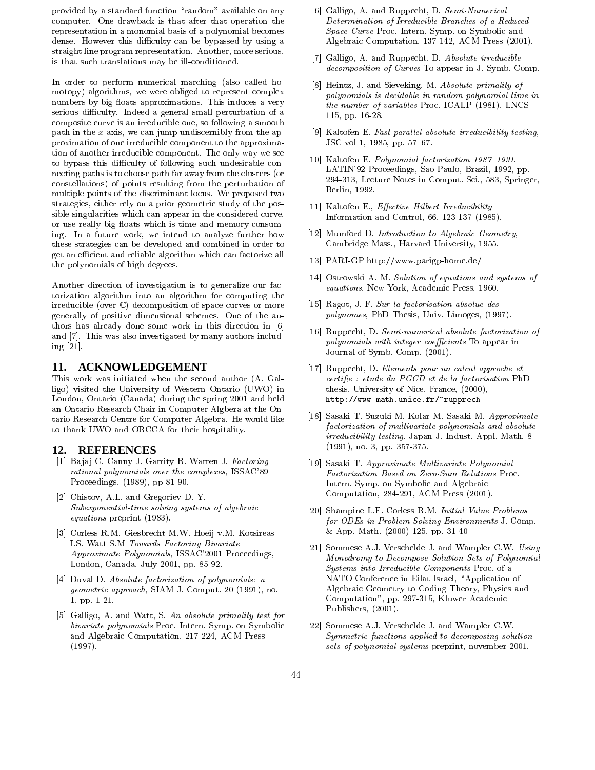provided by a standard function "random" available on any computer. One drawback is that after that operation the representation in a monomial basis of a polynomial becomes dense. However this difficulty can be bypassed by using a straight line program representation. Another, more serious, is that such translations may be ill-conditioned.

In order to perform numerical marching (also called homotopy) algorithms, we were obliged to represent complex numbers by big floats approximations. This induces a very serious difficulty. Indeed a general small perturbation of a composite curve is an irreducible one, so following a smooth path in the $x$ axis, we can jump undiscernibly from the approximation of one irreducible component to the approximation of another irreducible component. The only way we see to bypass this difficulty of following such undesirable connecting paths is to choose path far away from the clusters (or constellations) of points resulting from the perturbation of multiple points of the discriminant locus. We proposed two strategies, either rely on a prior geometric study of the possible singularities which can appear in the considered curve, or use really big floats which is time and memory consuming. In a future work, we intend to analyze further how these strategies can be developed and combined in order to get an efficient and reliable algorithm which can factorize all the polynomials of high degrees.

Another direction of investigation is to generalize our factorization algorithm into an algorithm for computing the irreducible (over $\mathbb{C}$) decomposition of space curves or more generally of positive dimensional schemes. One of the authors has already done some work in this direction in [6] and [7]. This was also investigated by many authors including [21].

## 11. ACKNOWLEDGEMENT

This work was initiated when the second author (A. Galligo) visited the University of Western Ontario (UWO) in London, Ontario (Canada) during the spring 2001 and held an Ontario Research Chair in Computer Algbera at the Ontario Research Centre for Computer Algebra. He would like to thank UWO and ORCCA for their hospitality.

## 12. REFERENCES

[1] Bajaj C. Canny J. Garrity R. Warren J. *Factoring rational polynomials over the complexes*, ISSAC'89 Proceedings, (1989), pp 81-90.

[2] Chistov, A.L. and Gregoriev D. Y. *Subexponential-time solving systems of algebraic equations* preprint (1983).

[3] Corless R.M. Giesbrecht M.W. Hoeij v.M. Kotsireas I.S. Watt S.M *Towards Factoring Bivariate Approximate Polynomials*, ISSAC'2001 Proceedings, London, Canada, July 2001, pp. 85-92.

[4] Duval D. *Absolute factorization of polynomials: a geometric approach*, SIAM J. Comput. 20 (1991), no. 1, pp. 1-21.

[5] Galligo, A. and Watt, S. *An absolute primality test for bivariate polynomials* Proc. Intern. Symp. on Symbolic and Algebraic Computation, 217-224, ACM Press (1997).

[6] Galligo, A. and Ruppecht, D. *Semi-Numerical Determination of Irreducible Branches of a Reduced Space Curve* Proc. Intern. Symp. on Symbolic and Algebraic Computation, 137-142, ACM Press (2001).

[7] Galligo, A. and Ruppecht, D. *Absolute irreducible decomposition of Curves* To appear in J. Symb. Comp.

[8] Heintz, J. and Sieveking, M. *Absolute primality of polynomials is decidable in random polynomial time in the number of variables* Proc. ICALP (1981), LNCS 115, pp. 16-28.

[9] Kaltofen E. *Fast parallel absolute irreducibility testing*, JSC vol 1, 1985, pp. 57–67.

[10] Kaltofen E. *Polynomial factorization 1987–1991*. LATIN'92 Proceedings, Sao Paulo, Brazil, 1992, pp. 294-313, Lecture Notes in Comput. Sci., 583, Springer, Berlin, 1992.

[11] Kaltofen E., *Effective Hilbert Irreducibility* Information and Control, 66, 123-137 (1985).

[12] Mumford D. *Introduction to Algebraic Geometry*, Cambridge Mass., Harvard University, 1955.

[13] PARI-GP http://www.parigp-home.de/

[14] Ostrowski A. M. *Solution of equations and systems of equations*, New York, Academic Press, 1960.

[15] Ragot, J. F. *Sur la factorisation absolue des polynomes*, PhD Thesis, Univ. Limoges, (1997).

[16] Ruppecht, D. *Semi-numerical absolute factorization of polynomials with integer coefficients* To appear in Journal of Symb. Comp. (2001).

[17] Ruppecht, D. *Elements pour un calcul approche et certifie : etude du PGCD et de la factorisation* PhD thesis, University of Nice, France, (2000), `http://www-math.unice.fr/~rupprech`

[18] Sasaki T. Suzuki M. Kolar M. Sasaki M. *Approximate factorization of multivariate polynomials and absolute irreducibility testing*. Japan J. Indust. Appl. Math. 8 (1991), no. 3, pp. 357-375.

[19] Sasaki T. *Approximate Multivariate Polynomial Factorization Based on Zero-Sum Relations* Proc. Intern. Symp. on Symbolic and Algebraic Computation, 284-291, ACM Press (2001).

[20] Shampine L.F. Corless R.M. *Initial Value Problems for ODEs in Problem Solving Environments* J. Comp. & App. Math. (2000) 125, pp. 31-40

[21] Sommese A.J. Verschelde J. and Wampler C.W. *Using Monodromy to Decompose Solution Sets of Polynomial Systems into Irreducible Components* Proc. of a NATO Conference in Eilat Israel, "Application of Algebraic Geometry to Coding Theory, Physics and Computation", pp. 297-315, Kluwer Academic Publishers, (2001).

[22] Sommese A.J. Verschelde J. and Wampler C.W. *Symmetric functions applied to decomposing solution sets of polynomial systems* preprint, november 2001.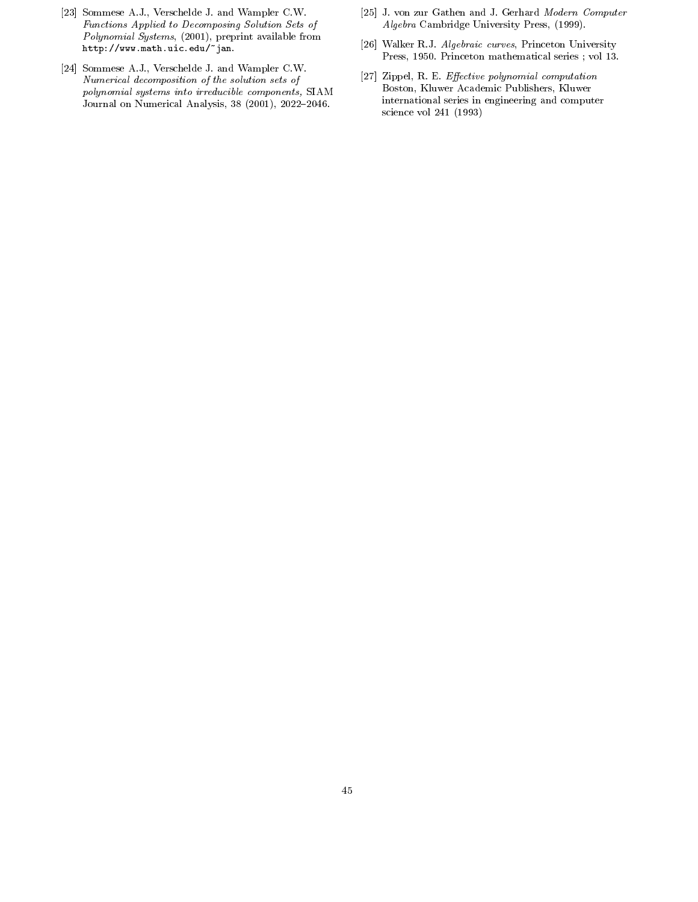[23] Sommese A.J., Verschelde J. and Wampler C.W. *Functions Applied to Decomposing Solution Sets of Polynomial Systems*, (2001), preprint available from `http://www.math.uic.edu/~jan`.

[24] Sommese A.J., Verschelde J. and Wampler C.W. *Numerical decomposition of the solution sets of polynomial systems into irreducible components,* SIAM Journal on Numerical Analysis, 38 (2001), 2022–2046.

[25] J. von zur Gathen and J. Gerhard *Modern Computer Algebra* Cambridge University Press, (1999).

[26] Walker R.J. *Algebraic curves*, Princeton University Press, 1950. Princeton mathematical series ; vol 13.

[27] Zippel, R. E. *Effective polynomial computation* Boston, Kluwer Academic Publishers, Kluwer international series in engineering and computer science vol 241 (1993)